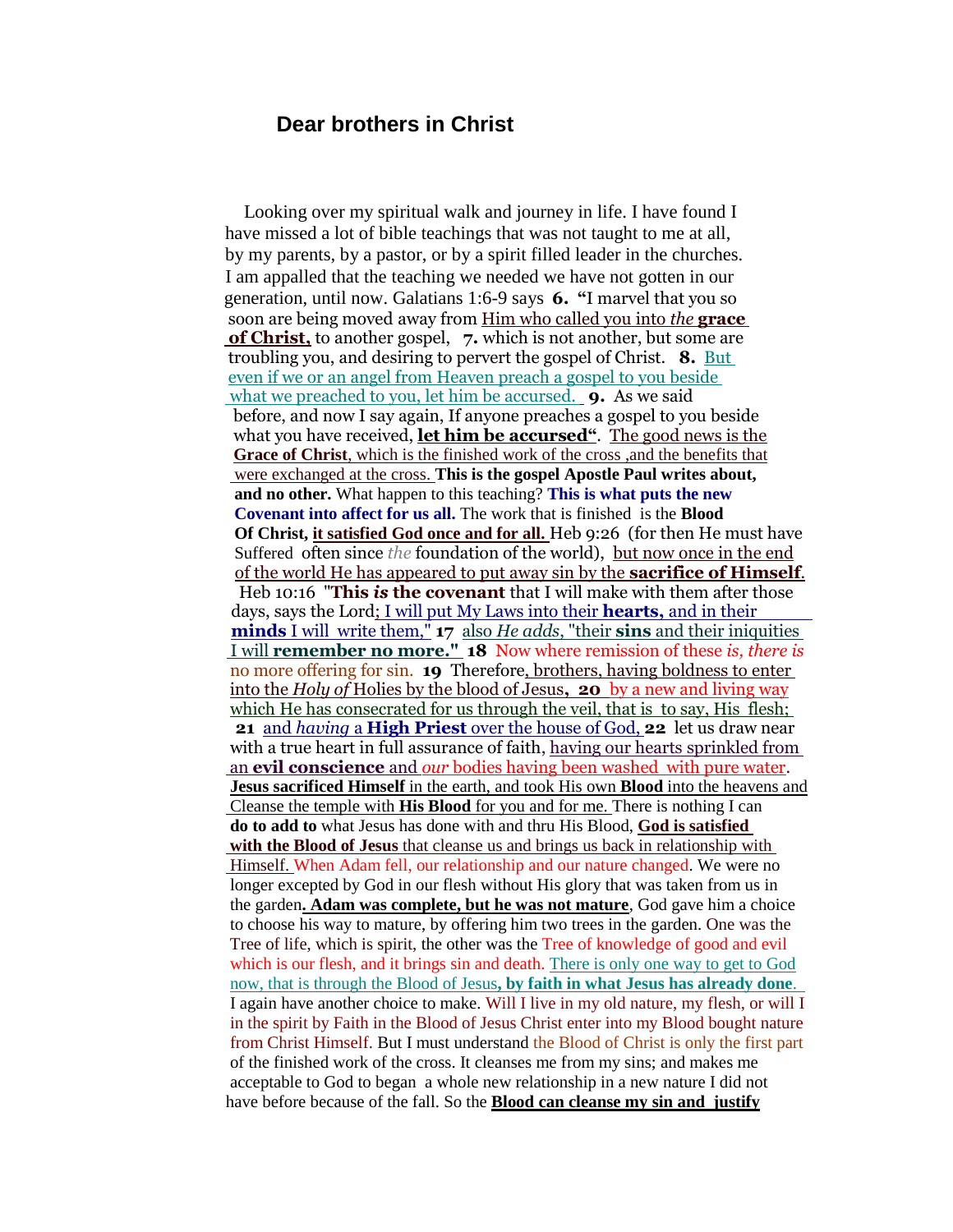# Dear brothers in Christ

Looking over my spiritual walk and journey in life. I have found I have missed a lot of bible teachings that was not taught to me at all, by my parents, by a pastor, or by a spirit filled leader in the churches. I am appalled that the teaching we needed we have not gotten in our generation, until now. Galatians 1:6-9 says **6.** **"**I marvel that you so soon are being moved away from Him who called you into *the* **grace of Christ,** to another gospel, **7.** which is not another, but some are troubling you, and desiring to pervert the gospel of Christ. **8.** But even if we or an angel from Heaven preach a gospel to you beside what we preached to you, let him be accursed. **9.** As we said before, and now I say again, If anyone preaches a gospel to you beside what you have received, **let him be accursed"**. The good news is the **Grace of Christ**, which is the finished work of the cross ,and the benefits that were exchanged at the cross. **This is the gospel Apostle Paul writes about, and no other.** What happen to this teaching? **This is what puts the new Covenant into affect for us all.** The work that is finished is the **Blood Of Christ, it satisfied God once and for all.** Heb 9:26 (for then He must have Suffered often since *the* foundation of the world), but now once in the end of the world He has appeared to put away sin by the **sacrifice of Himself**. Heb 10:16 **"This *is* the covenant** that I will make with them after those days, says the Lord; I will put My Laws into their **hearts,** and in their **minds** I will write them," **17** also *He adds*, "their **sins** and their iniquities I will **remember no more." 18** Now where remission of these *is, there is* no more offering for sin. **19** Therefore, brothers, having boldness to enter into the *Holy of* Holies by the blood of Jesus**, 20** by a new and living way which He has consecrated for us through the veil, that is to say, His flesh; **21** and *having* a **High Priest** over the house of God, **22** let us draw near with a true heart in full assurance of faith, having our hearts sprinkled from an **evil conscience** and *our* bodies having been washed with pure water. **Jesus sacrificed Himself** in the earth, and took His own **Blood** into the heavens and Cleanse the temple with **His Blood** for you and for me. There is nothing I can **do to add to** what Jesus has done with and thru His Blood, **God is satisfied with the Blood of Jesus** that cleanse us and brings us back in relationship with Himself. When Adam fell, our relationship and our nature changed. We were no longer excepted by God in our flesh without His glory that was taken from us in the garden**. Adam was complete, but he was not mature**, God gave him a choice to choose his way to mature, by offering him two trees in the garden. One was the Tree of life, which is spirit, the other was the Tree of knowledge of good and evil which is our flesh, and it brings sin and death. There is only one way to get to God now, that is through the Blood of Jesus**, by faith in what Jesus has already done**. I again have another choice to make. Will I live in my old nature, my flesh, or will I in the spirit by Faith in the Blood of Jesus Christ enter into my Blood bought nature from Christ Himself. But I must understand the Blood of Christ is only the first part of the finished work of the cross. It cleanses me from my sins; and makes me acceptable to God to began a whole new relationship in a new nature I did not have before because of the fall. So the **Blood can cleanse my sin and justify**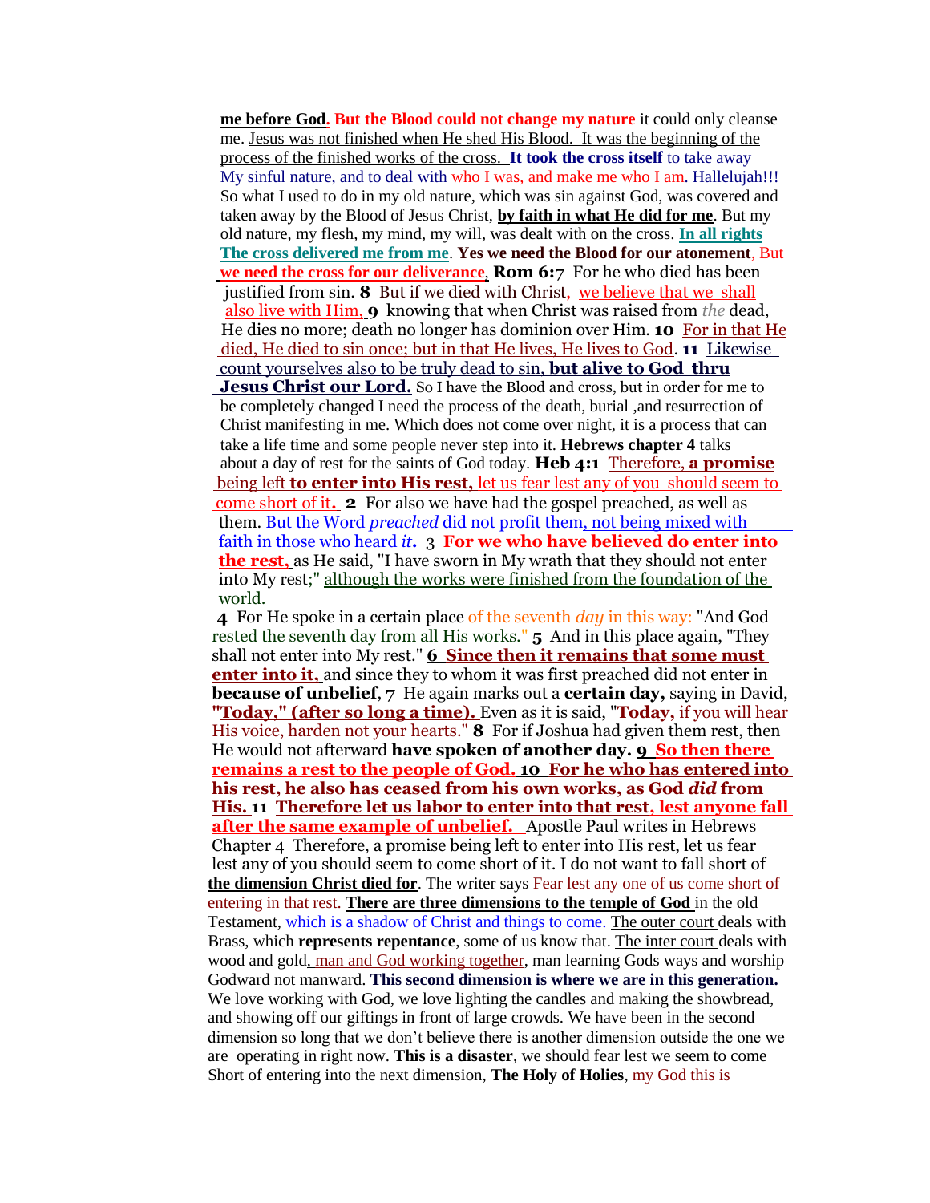**me before God.** **But the Blood could not change my nature** it could only cleanse me. Jesus was not finished when He shed His Blood. It was the beginning of the process of the finished works of the cross. **It took the cross itself** to take away My sinful nature, and to deal with who I was, and make me who I am. Hallelujah!!! So what I used to do in my old nature, which was sin against God, was covered and taken away by the Blood of Jesus Christ, **by faith in what He did for me**. But my old nature, my flesh, my mind, my will, was dealt with on the cross. **In all rights The cross delivered me from me**. **Yes we need the Blood for our atonement**, But **we need the cross for our deliverance**, **Rom 6:7** For he who died has been justified from sin. **8** But if we died with Christ, we believe that we shall also live with Him, **9** knowing that when Christ was raised from *the* dead, He dies no more; death no longer has dominion over Him. **10** For in that He died, He died to sin once; but in that He lives, He lives to God. **11** Likewise count yourselves also to be truly dead to sin, **but alive to God thru Jesus Christ our Lord.** So I have the Blood and cross, but in order for me to be completely changed I need the process of the death, burial ,and resurrection of Christ manifesting in me. Which does not come over night, it is a process that can take a life time and some people never step into it. **Hebrews chapter 4** talks about a day of rest for the saints of God today. **Heb 4:1** Therefore, **a promise** being left **to enter into His rest,** let us fear lest any of you should seem to come short of it. **2** For also we have had the gospel preached, as well as them. But the Word *preached* did not profit them, not being mixed with faith in those who heard *it*. 3 **For we who have believed do enter into the rest,** as He said, "I have sworn in My wrath that they should not enter into My rest;" although the works were finished from the foundation of the world.

**4** For He spoke in a certain place of the seventh *day* in this way: "And God rested the seventh day from all His works." **5** And in this place again, "They shall not enter into My rest." **6 Since then it remains that some must enter into it,** and since they to whom it was first preached did not enter in **because of unbelief**, **7** He again marks out a **certain day,** saying in David, **"Today," (after so long a time).** Even as it is said, "**Today,** if you will hear His voice, harden not your hearts." **8** For if Joshua had given them rest, then He would not afterward **have spoken of another day. 9 So then there remains a rest to the people of God. 10 For he who has entered into his rest, he also has ceased from his own works, as God *did* from His. 11 Therefore let us labor to enter into that rest, lest anyone fall after the same example of unbelief.** Apostle Paul writes in Hebrews Chapter 4 Therefore, a promise being left to enter into His rest, let us fear lest any of you should seem to come short of it. I do not want to fall short of **the dimension Christ died for**. The writer says Fear lest any one of us come short of entering in that rest. **There are three dimensions to the temple of God** in the old Testament, which is a shadow of Christ and things to come. The outer court deals with Brass, which **represents repentance**, some of us know that. The inter court deals with wood and gold, man and God working together, man learning Gods ways and worship Godward not manward. **This second dimension is where we are in this generation.** We love working with God, we love lighting the candles and making the showbread, and showing off our giftings in front of large crowds. We have been in the second dimension so long that we don't believe there is another dimension outside the one we are operating in right now. **This is a disaster**, we should fear lest we seem to come Short of entering into the next dimension, **The Holy of Holies**, my God this is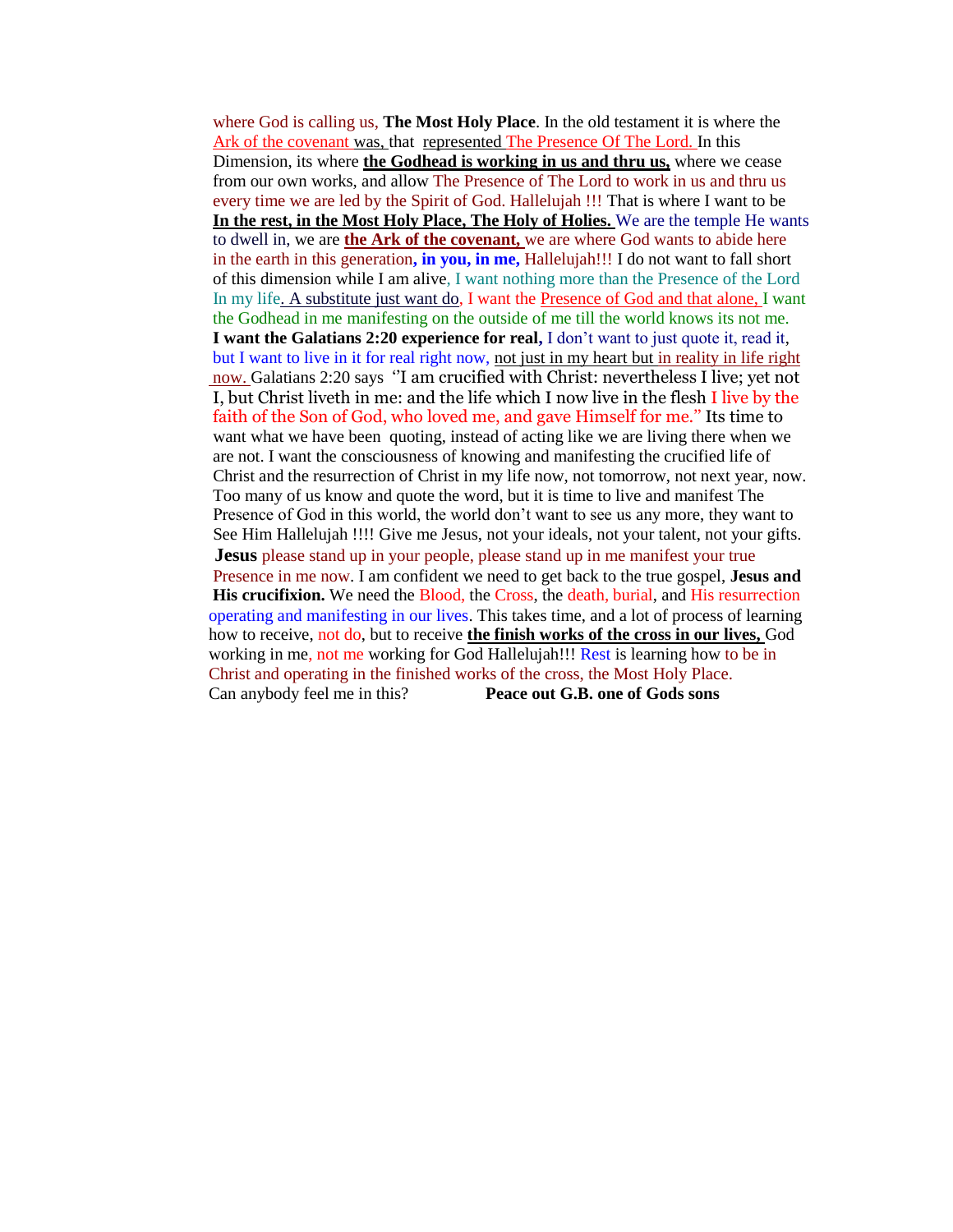where God is calling us, **The Most Holy Place**. In the old testament it is where the Ark of the covenant was, that represented The Presence Of The Lord. In this Dimension, its where **the Godhead is working in us and thru us,** where we cease from our own works, and allow The Presence of The Lord to work in us and thru us every time we are led by the Spirit of God. Hallelujah !!! That is where I want to be **In the rest, in the Most Holy Place, The Holy of Holies.** We are the temple He wants to dwell in, we are **the Ark of the covenant,** we are where God wants to abide here in the earth in this generation**, in you, in me,** Hallelujah!!! I do not want to fall short of this dimension while I am alive, I want nothing more than the Presence of the Lord In my life. A substitute just want do, I want the Presence of God and that alone, I want the Godhead in me manifesting on the outside of me till the world knows its not me. **I want the Galatians 2:20 experience for real,** I don't want to just quote it, read it, but I want to live in it for real right now, not just in my heart but in reality in life right now. Galatians 2:20 says "I am crucified with Christ: nevertheless I live; yet not I, but Christ liveth in me: and the life which I now live in the flesh I live by the faith of the Son of God, who loved me, and gave Himself for me." Its time to want what we have been quoting, instead of acting like we are living there when we are not. I want the consciousness of knowing and manifesting the crucified life of Christ and the resurrection of Christ in my life now, not tomorrow, not next year, now. Too many of us know and quote the word, but it is time to live and manifest The Presence of God in this world, the world don't want to see us any more, they want to See Him Hallelujah !!!! Give me Jesus, not your ideals, not your talent, not your gifts. **Jesus** please stand up in your people, please stand up in me manifest your true Presence in me now. I am confident we need to get back to the true gospel, **Jesus and His crucifixion.** We need the Blood, the Cross, the death, burial, and His resurrection operating and manifesting in our lives. This takes time, and a lot of process of learning how to receive, not do, but to receive **the finish works of the cross in our lives,** God working in me, not me working for God Hallelujah!!! Rest is learning how to be in Christ and operating in the finished works of the cross, the Most Holy Place. Can anybody feel me in this? **Peace out G.B. one of Gods sons**